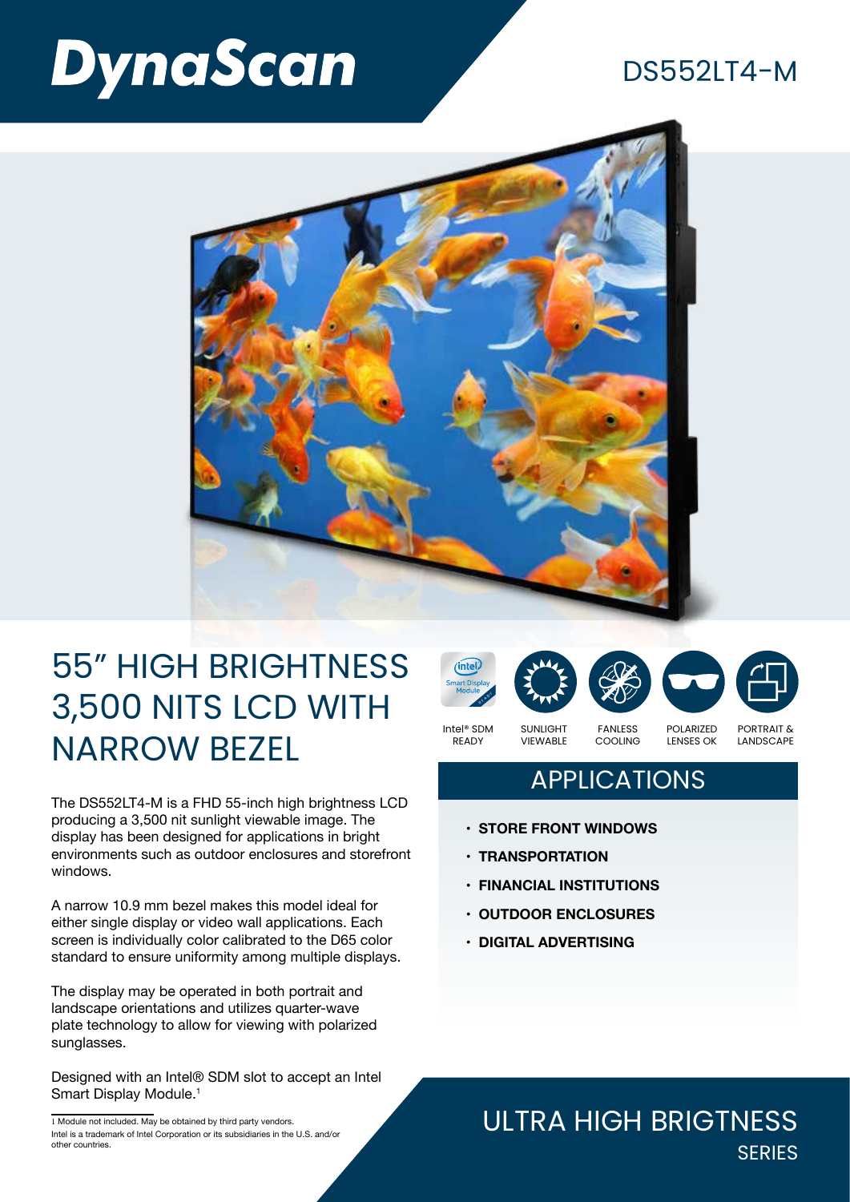# DynaScan

## DS552LT4-M

# 55" HIGH BRIGHTNESS 3,500 NITS LCD WITH NARROW BEZEL

Intel® SDM READY · SUNLIGHT VIEWABLE · FANLESS COOLING · POLARIZED LENSES OK · PORTRAIT & LANDSCAPE

The DS552LT4-M is a FHD 55-inch high brightness LCD producing a 3,500 nit sunlight viewable image. The display has been designed for applications in bright environments such as outdoor enclosures and storefront windows.

A narrow 10.9 mm bezel makes this model ideal for either single display or video wall applications. Each screen is individually color calibrated to the D65 color standard to ensure uniformity among multiple displays.

The display may be operated in both portrait and landscape orientations and utilizes quarter-wave plate technology to allow for viewing with polarized sunglasses.

Designed with an Intel® SDM slot to accept an Intel Smart Display Module.[1]

## APPLICATIONS

- **STORE FRONT WINDOWS**
- **TRANSPORTATION**
- **FINANCIAL INSTITUTIONS**
- **OUTDOOR ENCLOSURES**
- **DIGITAL ADVERTISING**

1 Module not included. May be obtained by third party vendors.
Intel is a trademark of Intel Corporation or its subsidiaries in the U.S. and/or other countries.

## ULTRA HIGH BRIGTNESS SERIES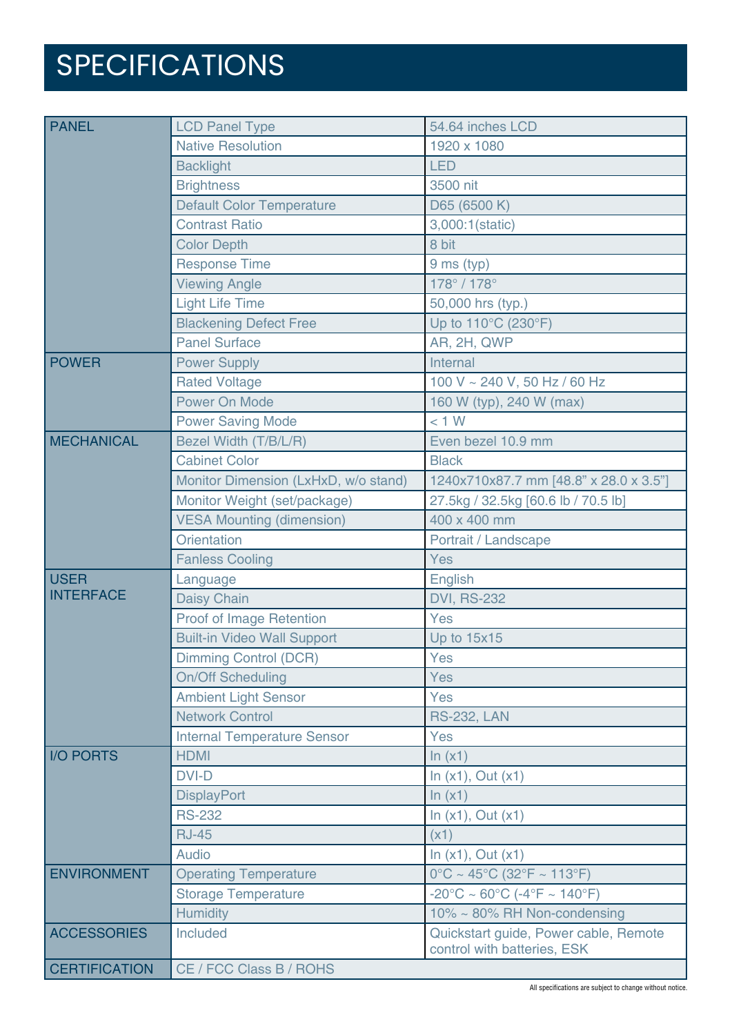# SPECIFICATIONS

| | | |
|---|---|---|
| PANEL | LCD Panel Type | 54.64 inches LCD |
| | Native Resolution | 1920 x 1080 |
| | Backlight | LED |
| | Brightness | 3500 nit |
| | Default Color Temperature | D65 (6500 K) |
| | Contrast Ratio | 3,000:1(static) |
| | Color Depth | 8 bit |
| | Response Time | 9 ms (typ) |
| | Viewing Angle | 178° / 178° |
| | Light Life Time | 50,000 hrs (typ.) |
| | Blackening Defect Free | Up to 110°C (230°F) |
| | Panel Surface | AR, 2H, QWP |
| POWER | Power Supply | Internal |
| | Rated Voltage | 100 V ~ 240 V, 50 Hz / 60 Hz |
| | Power On Mode | 160 W (typ), 240 W (max) |
| | Power Saving Mode | < 1 W |
| MECHANICAL | Bezel Width (T/B/L/R) | Even bezel 10.9 mm |
| | Cabinet Color | Black |
| | Monitor Dimension (LxHxD, w/o stand) | 1240x710x87.7 mm [48.8" x 28.0 x 3.5"] |
| | Monitor Weight (set/package) | 27.5kg / 32.5kg [60.6 lb / 70.5 lb] |
| | VESA Mounting (dimension) | 400 x 400 mm |
| | Orientation | Portrait / Landscape |
| | Fanless Cooling | Yes |
| USER INTERFACE | Language | English |
| | Daisy Chain | DVI, RS-232 |
| | Proof of Image Retention | Yes |
| | Built-in Video Wall Support | Up to 15x15 |
| | Dimming Control (DCR) | Yes |
| | On/Off Scheduling | Yes |
| | Ambient Light Sensor | Yes |
| | Network Control | RS-232, LAN |
| | Internal Temperature Sensor | Yes |
| I/O PORTS | HDMI | In (x1) |
| | DVI-D | In (x1), Out (x1) |
| | DisplayPort | In (x1) |
| | RS-232 | In (x1), Out (x1) |
| | RJ-45 | (x1) |
| | Audio | In (x1), Out (x1) |
| ENVIRONMENT | Operating Temperature | 0°C ~ 45°C (32°F ~ 113°F) |
| | Storage Temperature | -20°C ~ 60°C (-4°F ~ 140°F) |
| | Humidity | 10% ~ 80% RH Non-condensing |
| ACCESSORIES | Included | Quickstart guide, Power cable, Remote control with batteries, ESK |
| CERTIFICATION | CE / FCC Class B / ROHS | |

All specifications are subject to change without notice.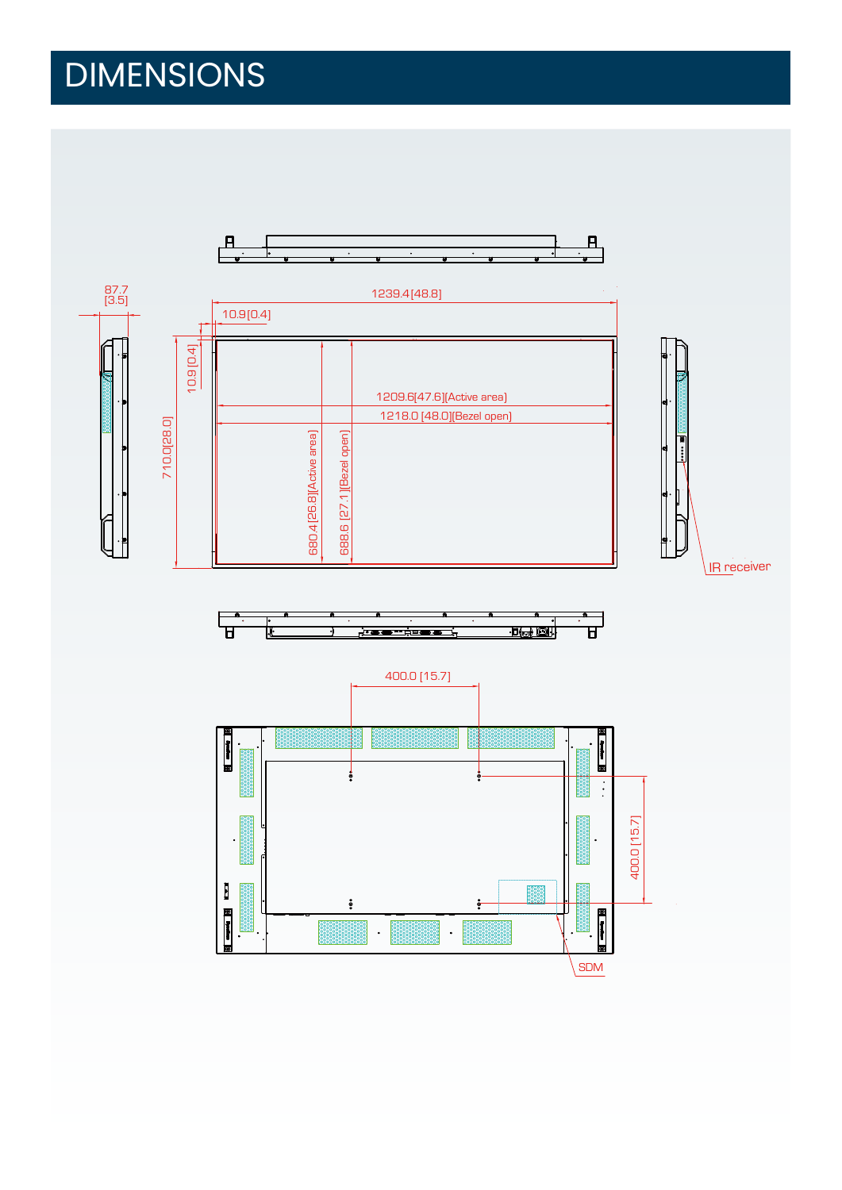# DIMENSIONS

87.7 [3.5]

1239.4 [48.8]

10.9 [0.4]

10.9 [0.4]

710.0 [28.0]

1209.6 [47.6] [Active area]

1218.0 [48.0] [Bezel open]

680.4 [26.8] [Active area]

688.6 [27.1] [Bezel open]

IR receiver

400.0 [15.7]

400.0 [15.7]

SDM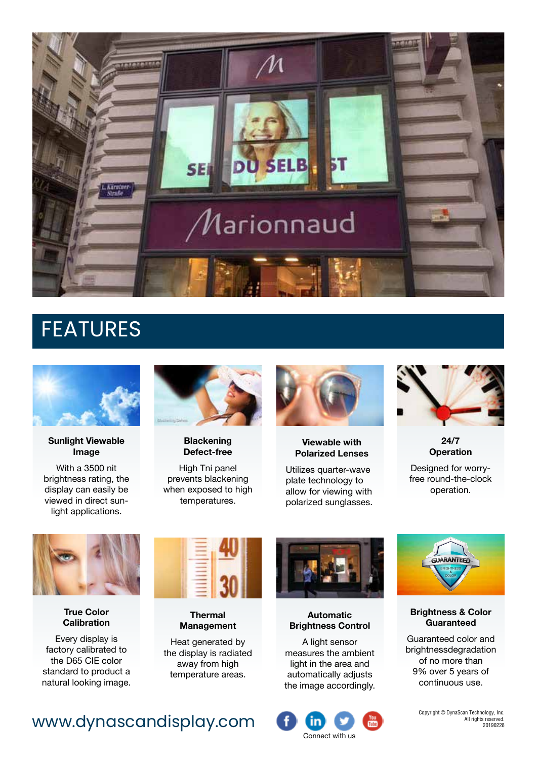## FEATURES

### Sunlight Viewable Image

With a 3500 nit brightness rating, the display can easily be viewed in direct sun-light applications.

### Blackening Defect-free

High Tni panel prevents blackening when exposed to high temperatures.

### Viewable with Polarized Lenses

Utilizes quarter-wave plate technology to allow for viewing with polarized sunglasses.

### 24/7 Operation

Designed for worry-free round-the-clock operation.

### True Color Calibration

Every display is factory calibrated to the D65 CIE color standard to product a natural looking image.

### Thermal Management

Heat generated by the display is radiated away from high temperature areas.

### Automatic Brightness Control

A light sensor measures the ambient light in the area and automatically adjusts the image accordingly.

### Brightness & Color Guaranteed

Guaranteed color and brightnessdegradation of no more than 9% over 5 years of continuous use.

www.dynascandisplay.com

Connect with us

Copyright © DynaScan Technology, Inc.
All rights reserved.
20190228